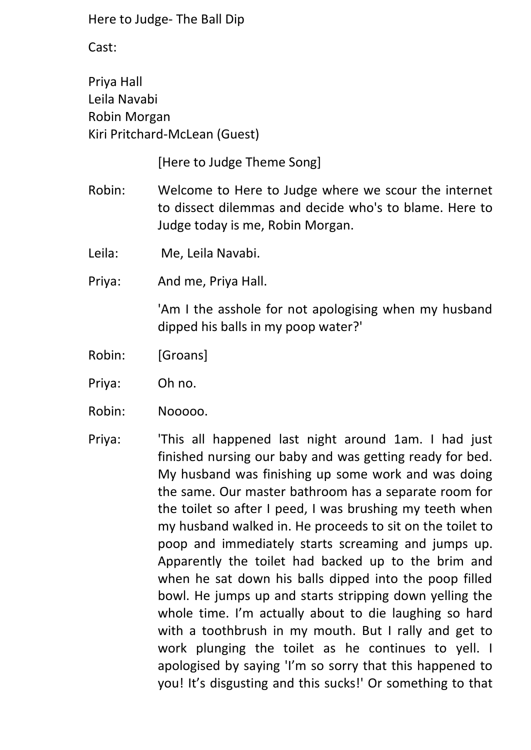Here to Judge- The Ball Dip

Cast:

Priya Hall
Leila Navabi
Robin Morgan
Kiri Pritchard-McLean (Guest)

[Here to Judge Theme Song]

**Robin:** Welcome to Here to Judge where we scour the internet to dissect dilemmas and decide who's to blame. Here to Judge today is me, Robin Morgan.

**Leila:** Me, Leila Navabi.

**Priya:** And me, Priya Hall.

'Am I the asshole for not apologising when my husband dipped his balls in my poop water?'

**Robin:** [Groans]

**Priya:** Oh no.

**Robin:** Nooooo.

**Priya:** 'This all happened last night around 1am. I had just finished nursing our baby and was getting ready for bed. My husband was finishing up some work and was doing the same. Our master bathroom has a separate room for the toilet so after I peed, I was brushing my teeth when my husband walked in. He proceeds to sit on the toilet to poop and immediately starts screaming and jumps up. Apparently the toilet had backed up to the brim and when he sat down his balls dipped into the poop filled bowl. He jumps up and starts stripping down yelling the whole time. I'm actually about to die laughing so hard with a toothbrush in my mouth. But I rally and get to work plunging the toilet as he continues to yell. I apologised by saying 'I'm so sorry that this happened to you! It's disgusting and this sucks!' Or something to that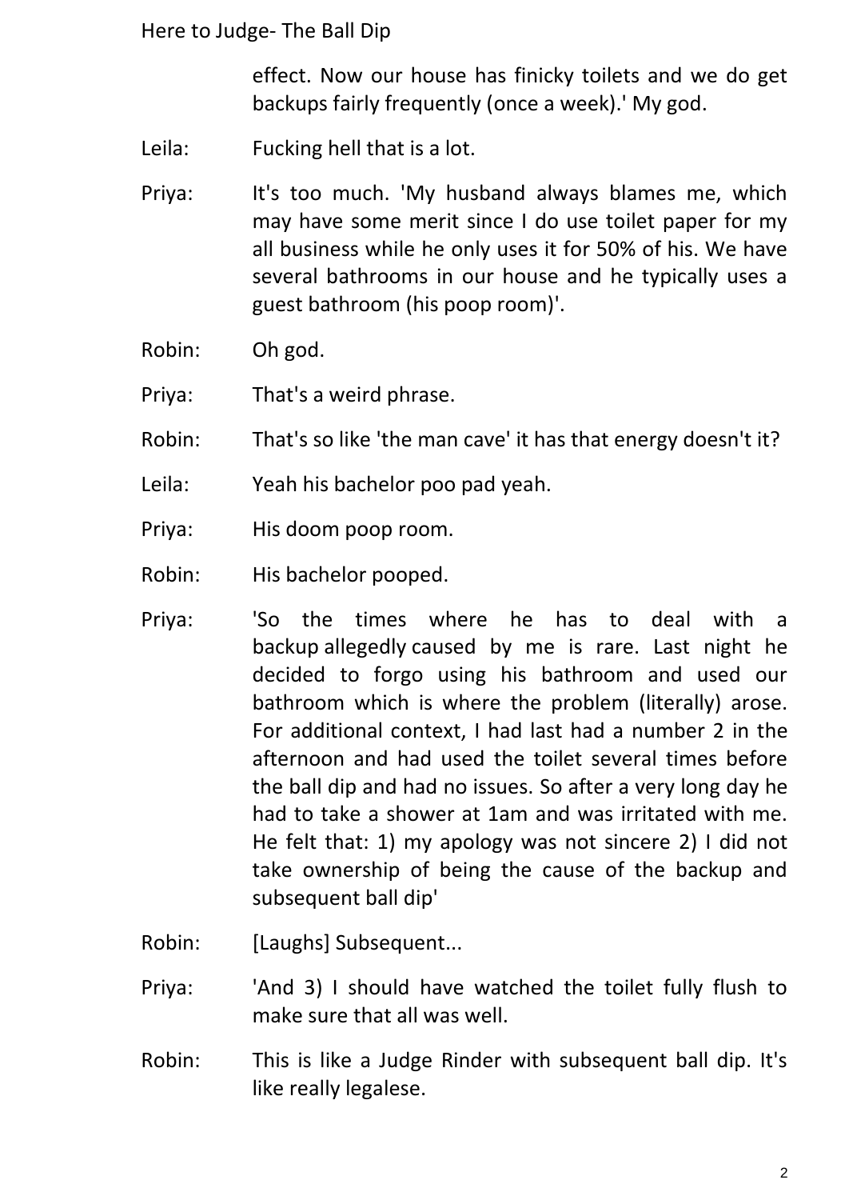effect. Now our house has finicky toilets and we do get backups fairly frequently (once a week).' My god.

Leila: Fucking hell that is a lot.

Priya: It's too much. 'My husband always blames me, which may have some merit since I do use toilet paper for my all business while he only uses it for 50% of his. We have several bathrooms in our house and he typically uses a guest bathroom (his poop room)'.

Robin: Oh god.

Priya: That's a weird phrase.

Robin: That's so like 'the man cave' it has that energy doesn't it?

Leila: Yeah his bachelor poo pad yeah.

Priya: His doom poop room.

Robin: His bachelor pooped.

Priya: 'So the times where he has to deal with a backup allegedly caused by me is rare. Last night he decided to forgo using his bathroom and used our bathroom which is where the problem (literally) arose. For additional context, I had last had a number 2 in the afternoon and had used the toilet several times before the ball dip and had no issues. So after a very long day he had to take a shower at 1am and was irritated with me. He felt that: 1) my apology was not sincere 2) I did not take ownership of being the cause of the backup and subsequent ball dip'

Robin: [Laughs] Subsequent...

Priya: 'And 3) I should have watched the toilet fully flush to make sure that all was well.

Robin: This is like a Judge Rinder with subsequent ball dip. It's like really legalese.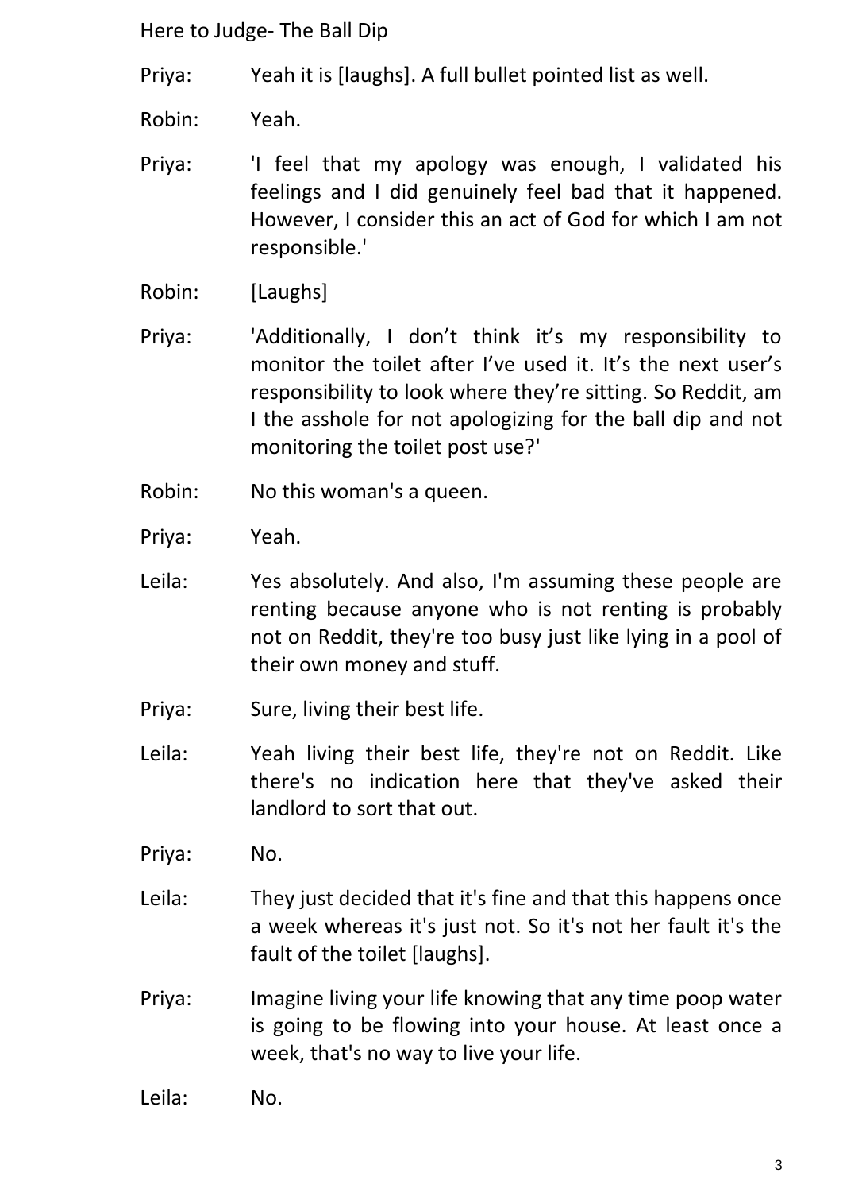Priya: Yeah it is [laughs]. A full bullet pointed list as well.

Robin: Yeah.

Priya: 'I feel that my apology was enough, I validated his feelings and I did genuinely feel bad that it happened. However, I consider this an act of God for which I am not responsible.'

Robin: [Laughs]

Priya: 'Additionally, I don't think it's my responsibility to monitor the toilet after I've used it. It's the next user's responsibility to look where they're sitting. So Reddit, am I the asshole for not apologizing for the ball dip and not monitoring the toilet post use?'

Robin: No this woman's a queen.

Priya: Yeah.

Leila: Yes absolutely. And also, I'm assuming these people are renting because anyone who is not renting is probably not on Reddit, they're too busy just like lying in a pool of their own money and stuff.

Priya: Sure, living their best life.

Leila: Yeah living their best life, they're not on Reddit. Like there's no indication here that they've asked their landlord to sort that out.

Priya: No.

Leila: They just decided that it's fine and that this happens once a week whereas it's just not. So it's not her fault it's the fault of the toilet [laughs].

Priya: Imagine living your life knowing that any time poop water is going to be flowing into your house. At least once a week, that's no way to live your life.

Leila: No.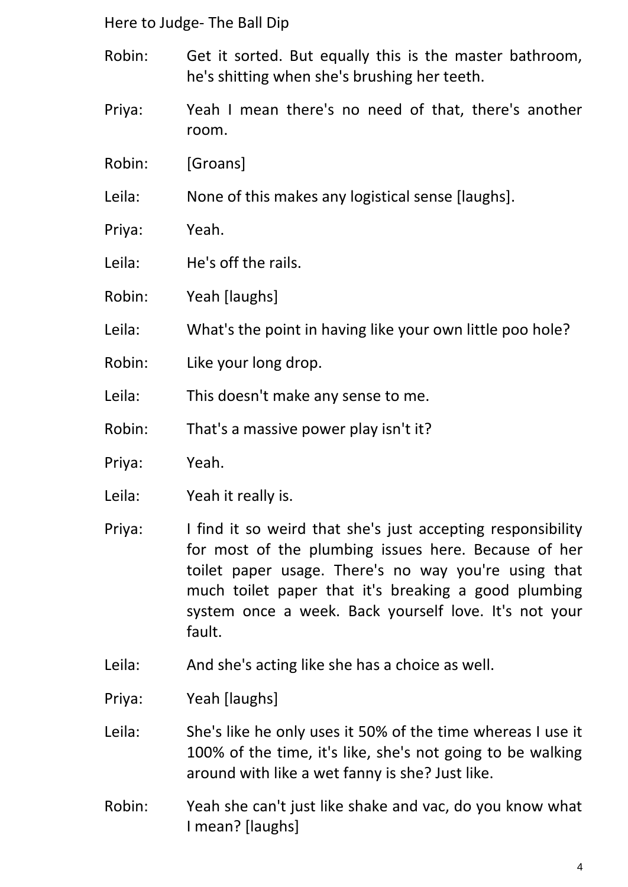Robin: Get it sorted. But equally this is the master bathroom, he's shitting when she's brushing her teeth.

Priya: Yeah I mean there's no need of that, there's another room.

Robin: [Groans]

Leila: None of this makes any logistical sense [laughs].

Priya: Yeah.

Leila: He's off the rails.

Robin: Yeah [laughs]

Leila: What's the point in having like your own little poo hole?

Robin: Like your long drop.

Leila: This doesn't make any sense to me.

Robin: That's a massive power play isn't it?

Priya: Yeah.

Leila: Yeah it really is.

Priya: I find it so weird that she's just accepting responsibility for most of the plumbing issues here. Because of her toilet paper usage. There's no way you're using that much toilet paper that it's breaking a good plumbing system once a week. Back yourself love. It's not your fault.

Leila: And she's acting like she has a choice as well.

Priya: Yeah [laughs]

Leila: She's like he only uses it 50% of the time whereas I use it 100% of the time, it's like, she's not going to be walking around with like a wet fanny is she? Just like.

Robin: Yeah she can't just like shake and vac, do you know what I mean? [laughs]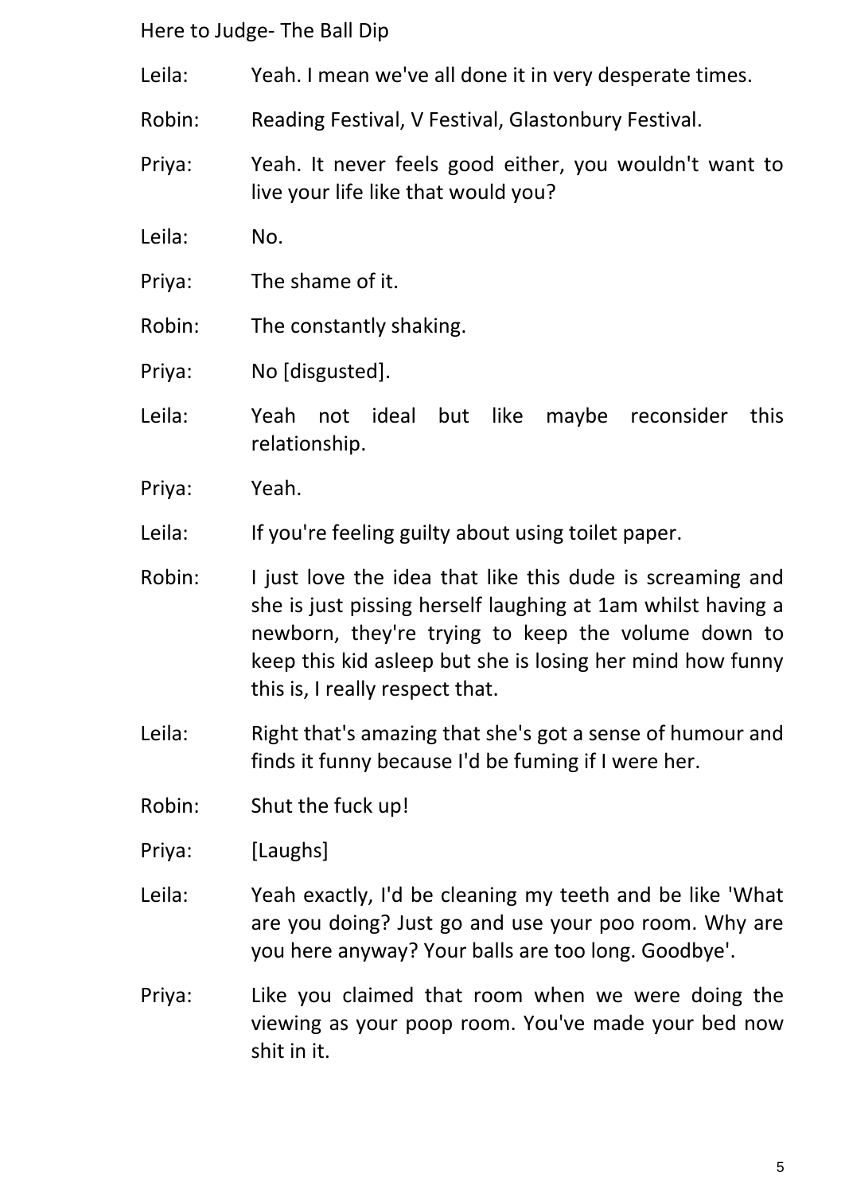Leila: Yeah. I mean we've all done it in very desperate times.

Robin: Reading Festival, V Festival, Glastonbury Festival.

Priya: Yeah. It never feels good either, you wouldn't want to live your life like that would you?

Leila: No.

Priya: The shame of it.

Robin: The constantly shaking.

Priya: No [disgusted].

Leila: Yeah not ideal but like maybe reconsider this relationship.

Priya: Yeah.

Leila: If you're feeling guilty about using toilet paper.

Robin: I just love the idea that like this dude is screaming and she is just pissing herself laughing at 1am whilst having a newborn, they're trying to keep the volume down to keep this kid asleep but she is losing her mind how funny this is, I really respect that.

Leila: Right that's amazing that she's got a sense of humour and finds it funny because I'd be fuming if I were her.

Robin: Shut the fuck up!

Priya: [Laughs]

Leila: Yeah exactly, I'd be cleaning my teeth and be like 'What are you doing? Just go and use your poo room. Why are you here anyway? Your balls are too long. Goodbye'.

Priya: Like you claimed that room when we were doing the viewing as your poop room. You've made your bed now shit in it.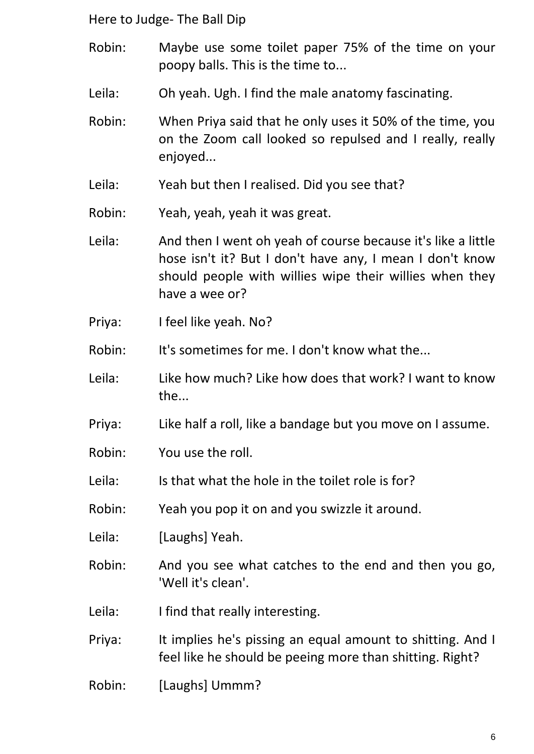Robin: Maybe use some toilet paper 75% of the time on your poopy balls. This is the time to...

Leila: Oh yeah. Ugh. I find the male anatomy fascinating.

Robin: When Priya said that he only uses it 50% of the time, you on the Zoom call looked so repulsed and I really, really enjoyed...

Leila: Yeah but then I realised. Did you see that?

Robin: Yeah, yeah, yeah it was great.

Leila: And then I went oh yeah of course because it's like a little hose isn't it? But I don't have any, I mean I don't know should people with willies wipe their willies when they have a wee or?

Priya: I feel like yeah. No?

Robin: It's sometimes for me. I don't know what the...

Leila: Like how much? Like how does that work? I want to know the...

Priya: Like half a roll, like a bandage but you move on I assume.

Robin: You use the roll.

Leila: Is that what the hole in the toilet role is for?

Robin: Yeah you pop it on and you swizzle it around.

Leila: [Laughs] Yeah.

Robin: And you see what catches to the end and then you go, 'Well it's clean'.

Leila: I find that really interesting.

Priya: It implies he's pissing an equal amount to shitting. And I feel like he should be peeing more than shitting. Right?

Robin: [Laughs] Ummm?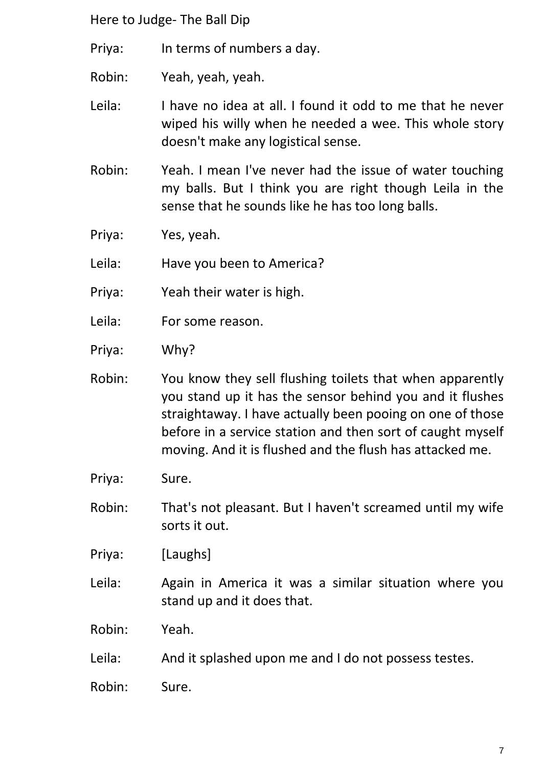Priya: In terms of numbers a day.

Robin: Yeah, yeah, yeah.

Leila: I have no idea at all. I found it odd to me that he never wiped his willy when he needed a wee. This whole story doesn't make any logistical sense.

Robin: Yeah. I mean I've never had the issue of water touching my balls. But I think you are right though Leila in the sense that he sounds like he has too long balls.

Priya: Yes, yeah.

Leila: Have you been to America?

Priya: Yeah their water is high.

Leila: For some reason.

Priya: Why?

Robin: You know they sell flushing toilets that when apparently you stand up it has the sensor behind you and it flushes straightaway. I have actually been pooing on one of those before in a service station and then sort of caught myself moving. And it is flushed and the flush has attacked me.

Priya: Sure.

Robin: That's not pleasant. But I haven't screamed until my wife sorts it out.

Priya: [Laughs]

Leila: Again in America it was a similar situation where you stand up and it does that.

Robin: Yeah.

Leila: And it splashed upon me and I do not possess testes.

Robin: Sure.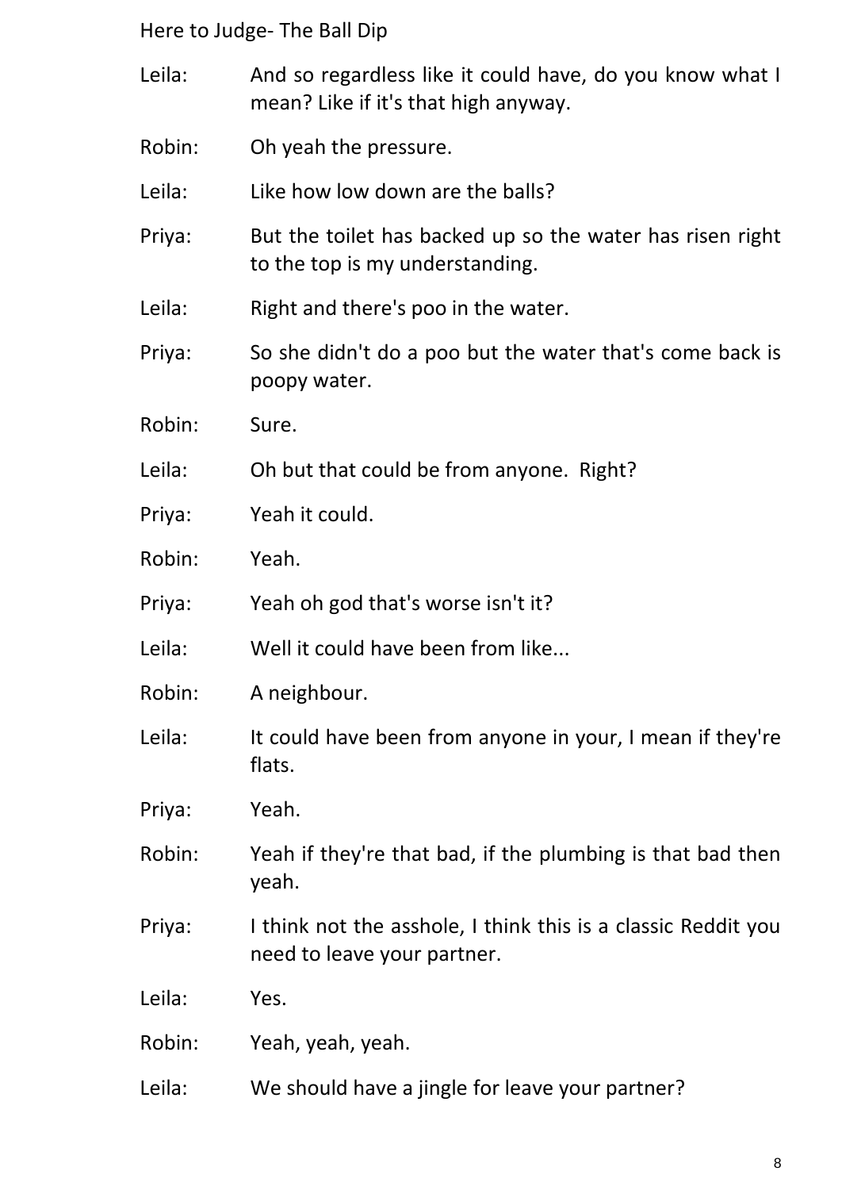Leila: And so regardless like it could have, do you know what I mean? Like if it's that high anyway.

Robin: Oh yeah the pressure.

Leila: Like how low down are the balls?

Priya: But the toilet has backed up so the water has risen right to the top is my understanding.

Leila: Right and there's poo in the water.

Priya: So she didn't do a poo but the water that's come back is poopy water.

Robin: Sure.

Leila: Oh but that could be from anyone. Right?

Priya: Yeah it could.

Robin: Yeah.

Priya: Yeah oh god that's worse isn't it?

Leila: Well it could have been from like...

Robin: A neighbour.

Leila: It could have been from anyone in your, I mean if they're flats.

Priya: Yeah.

Robin: Yeah if they're that bad, if the plumbing is that bad then yeah.

Priya: I think not the asshole, I think this is a classic Reddit you need to leave your partner.

Leila: Yes.

Robin: Yeah, yeah, yeah.

Leila: We should have a jingle for leave your partner?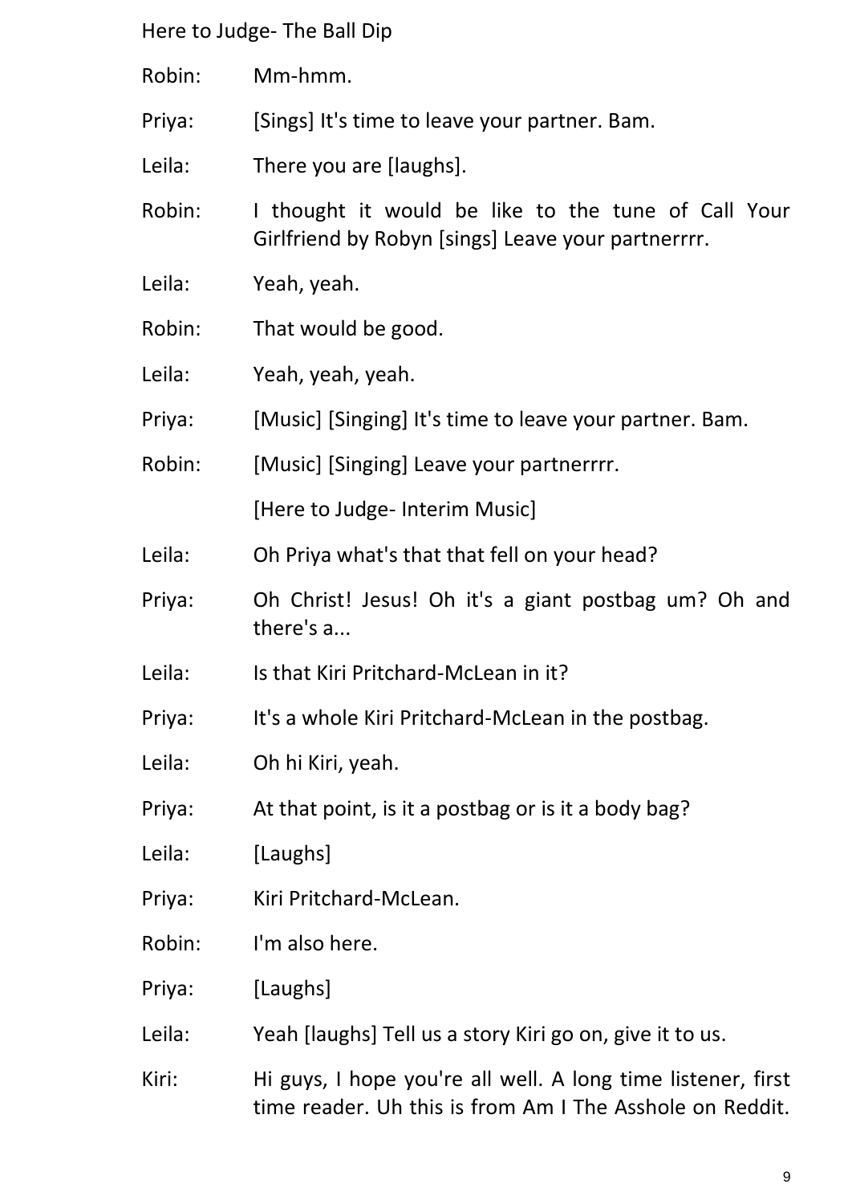Robin: Mm-hmm.

Priya: [Sings] It's time to leave your partner. Bam.

Leila: There you are [laughs].

Robin: I thought it would be like to the tune of Call Your Girlfriend by Robyn [sings] Leave your partnerrrr.

Leila: Yeah, yeah.

Robin: That would be good.

Leila: Yeah, yeah, yeah.

Priya: [Music] [Singing] It's time to leave your partner. Bam.

Robin: [Music] [Singing] Leave your partnerrrr.

[Here to Judge- Interim Music]

Leila: Oh Priya what's that that fell on your head?

Priya: Oh Christ! Jesus! Oh it's a giant postbag um? Oh and there's a...

Leila: Is that Kiri Pritchard-McLean in it?

Priya: It's a whole Kiri Pritchard-McLean in the postbag.

Leila: Oh hi Kiri, yeah.

Priya: At that point, is it a postbag or is it a body bag?

Leila: [Laughs]

Priya: Kiri Pritchard-McLean.

Robin: I'm also here.

Priya: [Laughs]

Leila: Yeah [laughs] Tell us a story Kiri go on, give it to us.

Kiri: Hi guys, I hope you're all well. A long time listener, first time reader. Uh this is from Am I The Asshole on Reddit.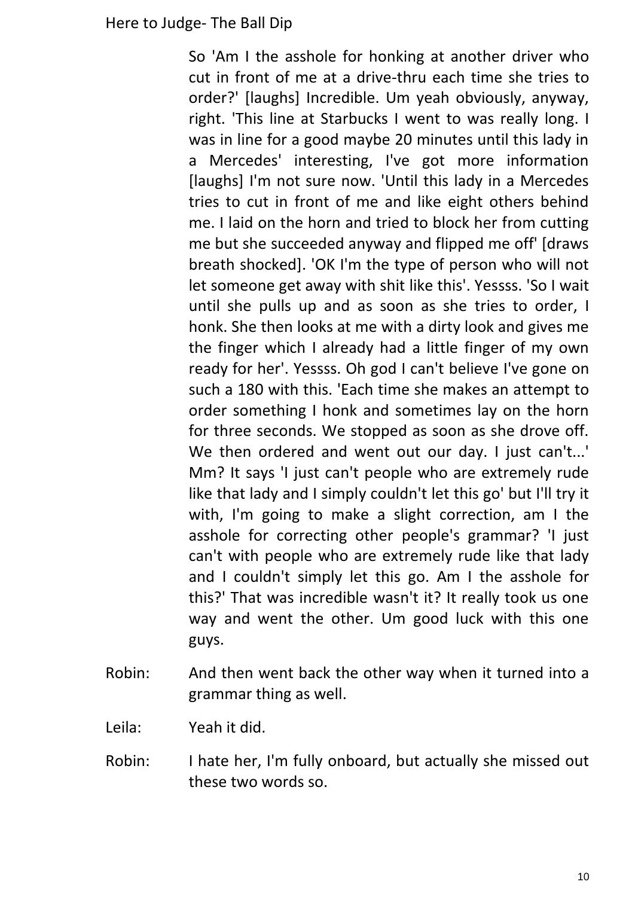So 'Am I the asshole for honking at another driver who cut in front of me at a drive-thru each time she tries to order?' [laughs] Incredible. Um yeah obviously, anyway, right. 'This line at Starbucks I went to was really long. I was in line for a good maybe 20 minutes until this lady in a Mercedes' interesting, I've got more information [laughs] I'm not sure now. 'Until this lady in a Mercedes tries to cut in front of me and like eight others behind me. I laid on the horn and tried to block her from cutting me but she succeeded anyway and flipped me off' [draws breath shocked]. 'OK I'm the type of person who will not let someone get away with shit like this'. Yessss. 'So I wait until she pulls up and as soon as she tries to order, I honk. She then looks at me with a dirty look and gives me the finger which I already had a little finger of my own ready for her'. Yessss. Oh god I can't believe I've gone on such a 180 with this. 'Each time she makes an attempt to order something I honk and sometimes lay on the horn for three seconds. We stopped as soon as she drove off. We then ordered and went out our day. I just can't...' Mm? It says 'I just can't people who are extremely rude like that lady and I simply couldn't let this go' but I'll try it with, I'm going to make a slight correction, am I the asshole for correcting other people's grammar? 'I just can't with people who are extremely rude like that lady and I couldn't simply let this go. Am I the asshole for this?' That was incredible wasn't it? It really took us one way and went the other. Um good luck with this one guys.

Robin: And then went back the other way when it turned into a grammar thing as well.

Leila: Yeah it did.

Robin: I hate her, I'm fully onboard, but actually she missed out these two words so.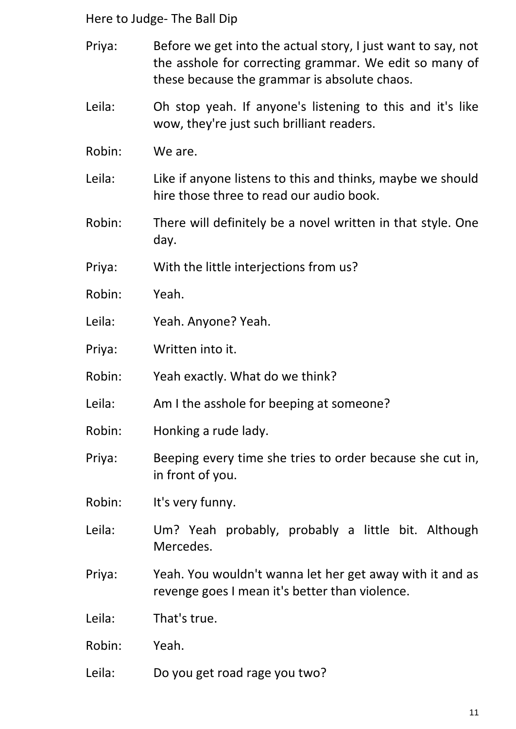Priya: Before we get into the actual story, I just want to say, not the asshole for correcting grammar. We edit so many of these because the grammar is absolute chaos.

Leila: Oh stop yeah. If anyone's listening to this and it's like wow, they're just such brilliant readers.

Robin: We are.

Leila: Like if anyone listens to this and thinks, maybe we should hire those three to read our audio book.

Robin: There will definitely be a novel written in that style. One day.

Priya: With the little interjections from us?

Robin: Yeah.

Leila: Yeah. Anyone? Yeah.

Priya: Written into it.

Robin: Yeah exactly. What do we think?

Leila: Am I the asshole for beeping at someone?

Robin: Honking a rude lady.

Priya: Beeping every time she tries to order because she cut in, in front of you.

Robin: It's very funny.

Leila: Um? Yeah probably, probably a little bit. Although Mercedes.

Priya: Yeah. You wouldn't wanna let her get away with it and as revenge goes I mean it's better than violence.

Leila: That's true.

Robin: Yeah.

Leila: Do you get road rage you two?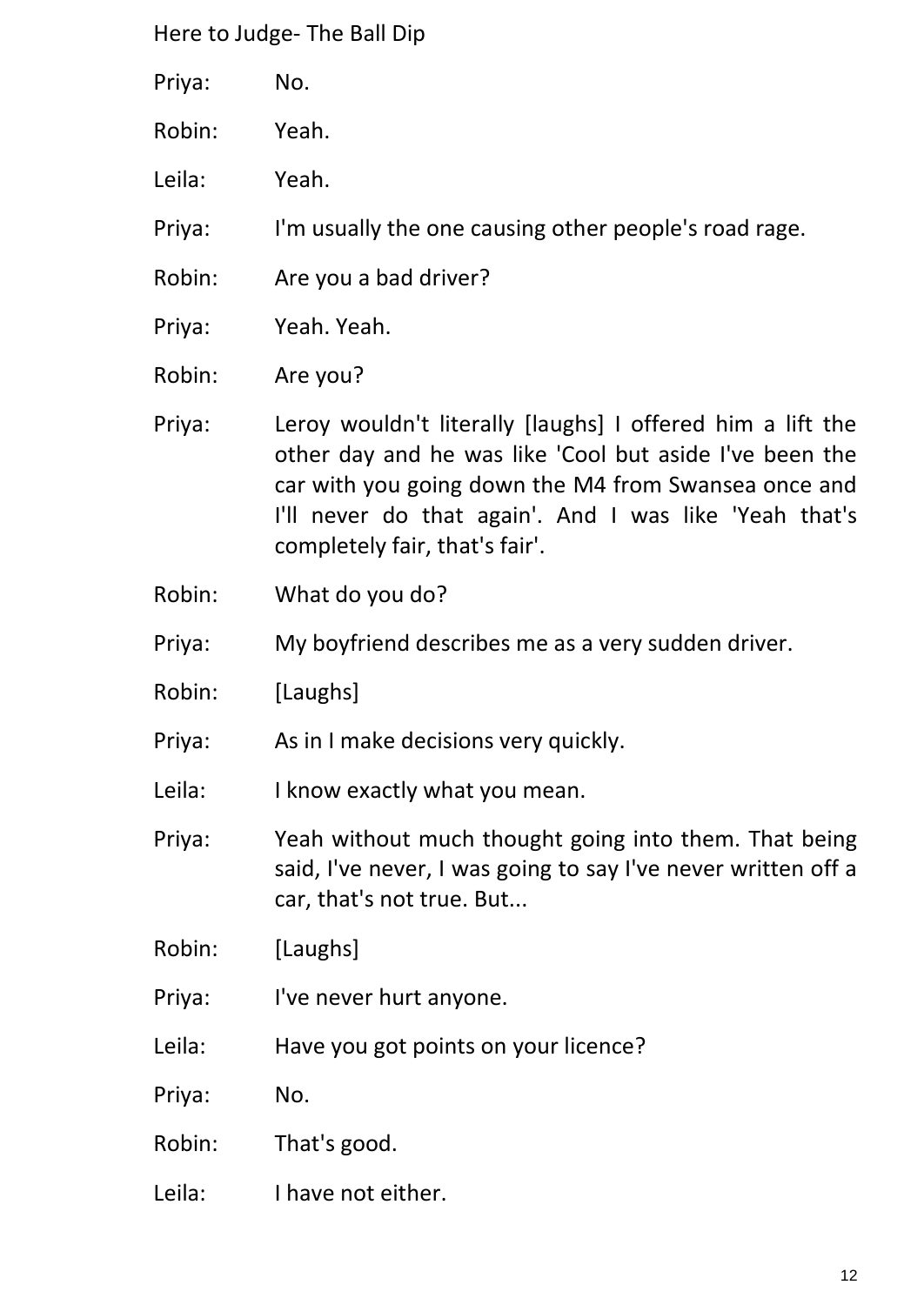Priya: No.

Robin: Yeah.

Leila: Yeah.

Priya: I'm usually the one causing other people's road rage.

Robin: Are you a bad driver?

Priya: Yeah. Yeah.

Robin: Are you?

Priya: Leroy wouldn't literally [laughs] I offered him a lift the other day and he was like 'Cool but aside I've been the car with you going down the M4 from Swansea once and I'll never do that again'. And I was like 'Yeah that's completely fair, that's fair'.

Robin: What do you do?

Priya: My boyfriend describes me as a very sudden driver.

Robin: [Laughs]

Priya: As in I make decisions very quickly.

Leila: I know exactly what you mean.

Priya: Yeah without much thought going into them. That being said, I've never, I was going to say I've never written off a car, that's not true. But...

Robin: [Laughs]

Priya: I've never hurt anyone.

Leila: Have you got points on your licence?

Priya: No.

Robin: That's good.

Leila: I have not either.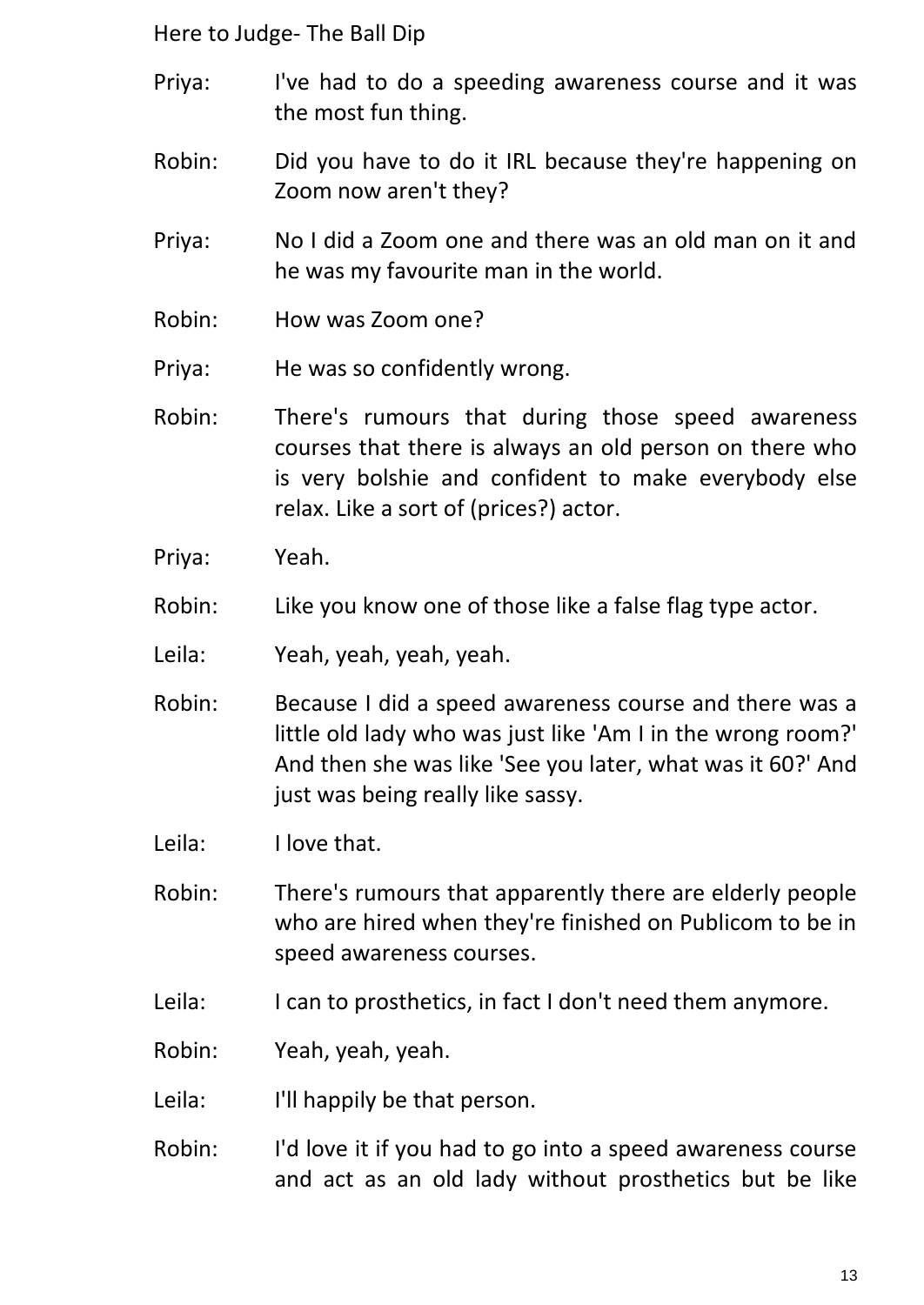Priya: I've had to do a speeding awareness course and it was the most fun thing.

Robin: Did you have to do it IRL because they're happening on Zoom now aren't they?

Priya: No I did a Zoom one and there was an old man on it and he was my favourite man in the world.

Robin: How was Zoom one?

Priya: He was so confidently wrong.

Robin: There's rumours that during those speed awareness courses that there is always an old person on there who is very bolshie and confident to make everybody else relax. Like a sort of (prices?) actor.

Priya: Yeah.

Robin: Like you know one of those like a false flag type actor.

Leila: Yeah, yeah, yeah, yeah.

Robin: Because I did a speed awareness course and there was a little old lady who was just like 'Am I in the wrong room?' And then she was like 'See you later, what was it 60?' And just was being really like sassy.

Leila: I love that.

Robin: There's rumours that apparently there are elderly people who are hired when they're finished on Publicom to be in speed awareness courses.

Leila: I can to prosthetics, in fact I don't need them anymore.

Robin: Yeah, yeah, yeah.

Leila: I'll happily be that person.

Robin: I'd love it if you had to go into a speed awareness course and act as an old lady without prosthetics but be like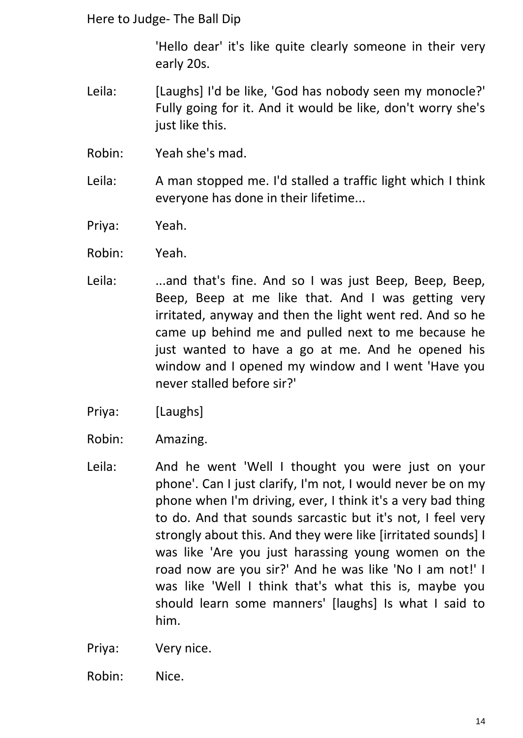'Hello dear' it's like quite clearly someone in their very early 20s.

Leila: [Laughs] I'd be like, 'God has nobody seen my monocle?' Fully going for it. And it would be like, don't worry she's just like this.

Robin: Yeah she's mad.

Leila: A man stopped me. I'd stalled a traffic light which I think everyone has done in their lifetime...

Priya: Yeah.

Robin: Yeah.

Leila: ...and that's fine. And so I was just Beep, Beep, Beep, Beep, Beep at me like that. And I was getting very irritated, anyway and then the light went red. And so he came up behind me and pulled next to me because he just wanted to have a go at me. And he opened his window and I opened my window and I went 'Have you never stalled before sir?'

Priya: [Laughs]

Robin: Amazing.

Leila: And he went 'Well I thought you were just on your phone'. Can I just clarify, I'm not, I would never be on my phone when I'm driving, ever, I think it's a very bad thing to do. And that sounds sarcastic but it's not, I feel very strongly about this. And they were like [irritated sounds] I was like 'Are you just harassing young women on the road now are you sir?' And he was like 'No I am not!' I was like 'Well I think that's what this is, maybe you should learn some manners' [laughs] Is what I said to him.

Priya: Very nice.

Robin: Nice.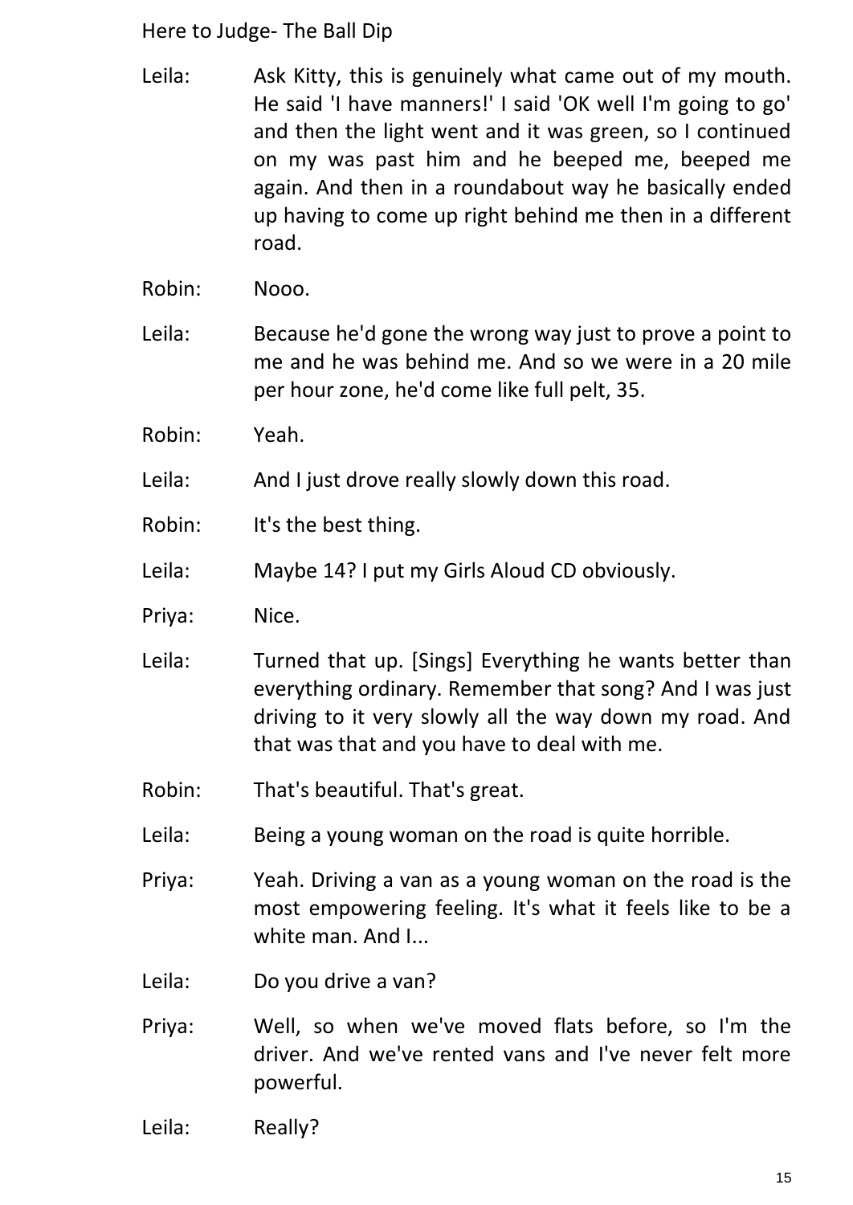Leila: Ask Kitty, this is genuinely what came out of my mouth. He said 'I have manners!' I said 'OK well I'm going to go' and then the light went and it was green, so I continued on my was past him and he beeped me, beeped me again. And then in a roundabout way he basically ended up having to come up right behind me then in a different road.

Robin: Nooo.

Leila: Because he'd gone the wrong way just to prove a point to me and he was behind me. And so we were in a 20 mile per hour zone, he'd come like full pelt, 35.

Robin: Yeah.

Leila: And I just drove really slowly down this road.

Robin: It's the best thing.

Leila: Maybe 14? I put my Girls Aloud CD obviously.

Priya: Nice.

Leila: Turned that up. [Sings] Everything he wants better than everything ordinary. Remember that song? And I was just driving to it very slowly all the way down my road. And that was that and you have to deal with me.

Robin: That's beautiful. That's great.

Leila: Being a young woman on the road is quite horrible.

Priya: Yeah. Driving a van as a young woman on the road is the most empowering feeling. It's what it feels like to be a white man. And I...

Leila: Do you drive a van?

Priya: Well, so when we've moved flats before, so I'm the driver. And we've rented vans and I've never felt more powerful.

Leila: Really?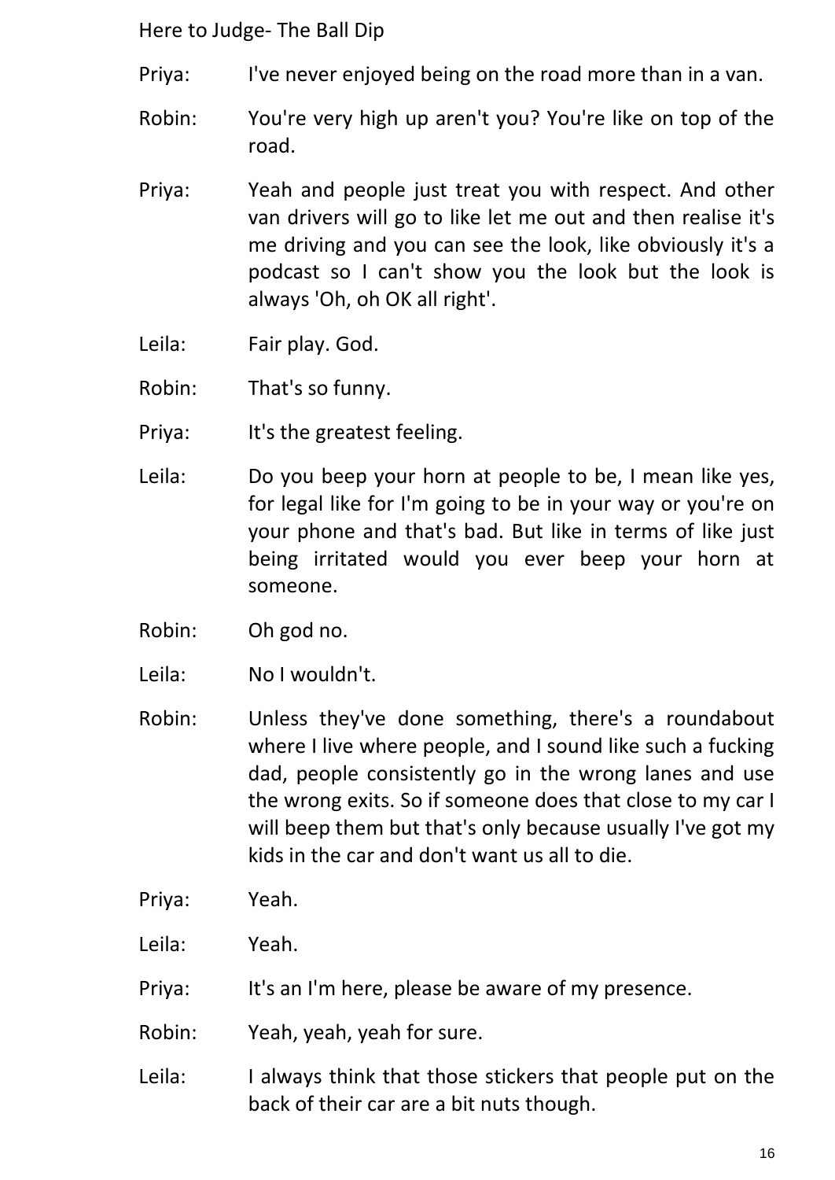Priya: I've never enjoyed being on the road more than in a van.

Robin: You're very high up aren't you? You're like on top of the road.

Priya: Yeah and people just treat you with respect. And other van drivers will go to like let me out and then realise it's me driving and you can see the look, like obviously it's a podcast so I can't show you the look but the look is always 'Oh, oh OK all right'.

Leila: Fair play. God.

Robin: That's so funny.

Priya: It's the greatest feeling.

Leila: Do you beep your horn at people to be, I mean like yes, for legal like for I'm going to be in your way or you're on your phone and that's bad. But like in terms of like just being irritated would you ever beep your horn at someone.

Robin: Oh god no.

Leila: No I wouldn't.

Robin: Unless they've done something, there's a roundabout where I live where people, and I sound like such a fucking dad, people consistently go in the wrong lanes and use the wrong exits. So if someone does that close to my car I will beep them but that's only because usually I've got my kids in the car and don't want us all to die.

Priya: Yeah.

Leila: Yeah.

Priya: It's an I'm here, please be aware of my presence.

Robin: Yeah, yeah, yeah for sure.

Leila: I always think that those stickers that people put on the back of their car are a bit nuts though.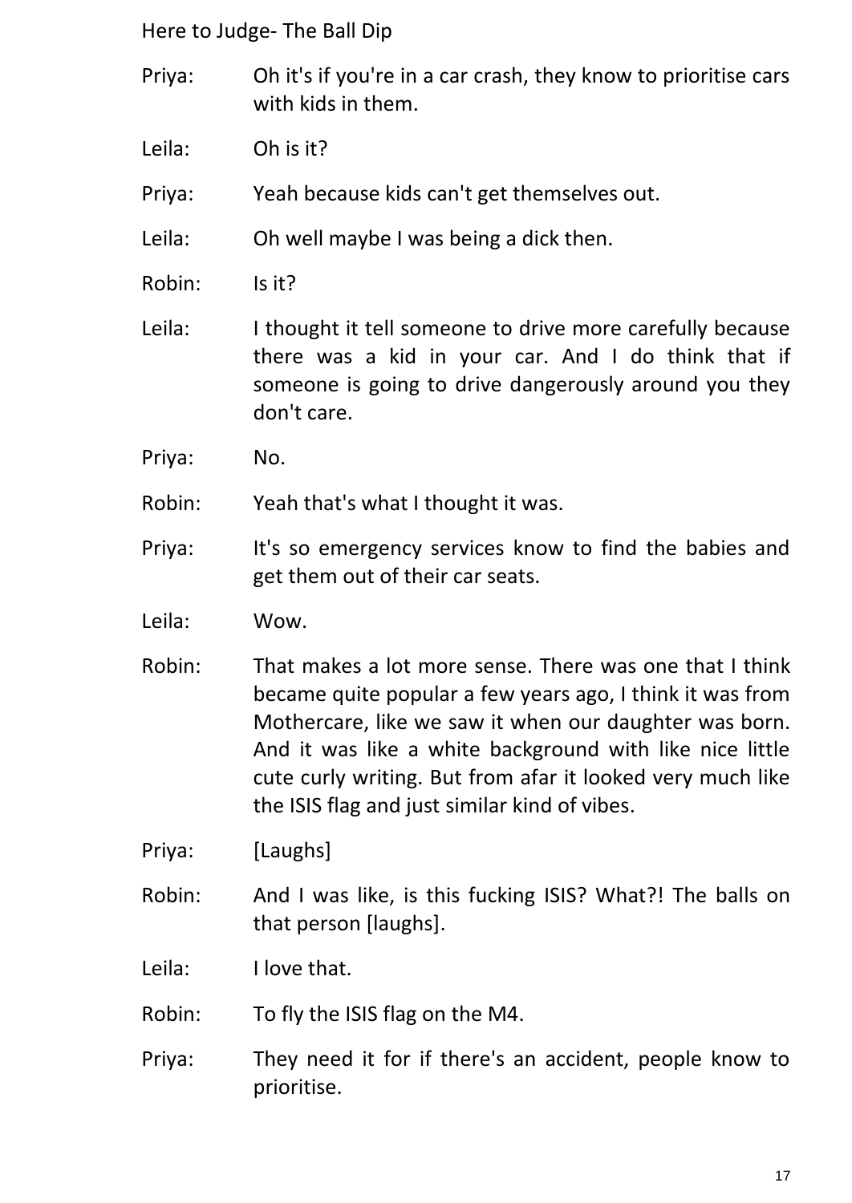Priya: Oh it's if you're in a car crash, they know to prioritise cars with kids in them.

Leila: Oh is it?

Priya: Yeah because kids can't get themselves out.

Leila: Oh well maybe I was being a dick then.

Robin: Is it?

Leila: I thought it tell someone to drive more carefully because there was a kid in your car. And I do think that if someone is going to drive dangerously around you they don't care.

Priya: No.

Robin: Yeah that's what I thought it was.

Priya: It's so emergency services know to find the babies and get them out of their car seats.

Leila: Wow.

Robin: That makes a lot more sense. There was one that I think became quite popular a few years ago, I think it was from Mothercare, like we saw it when our daughter was born. And it was like a white background with like nice little cute curly writing. But from afar it looked very much like the ISIS flag and just similar kind of vibes.

Priya: [Laughs]

Robin: And I was like, is this fucking ISIS? What?! The balls on that person [laughs].

Leila: I love that.

Robin: To fly the ISIS flag on the M4.

Priya: They need it for if there's an accident, people know to prioritise.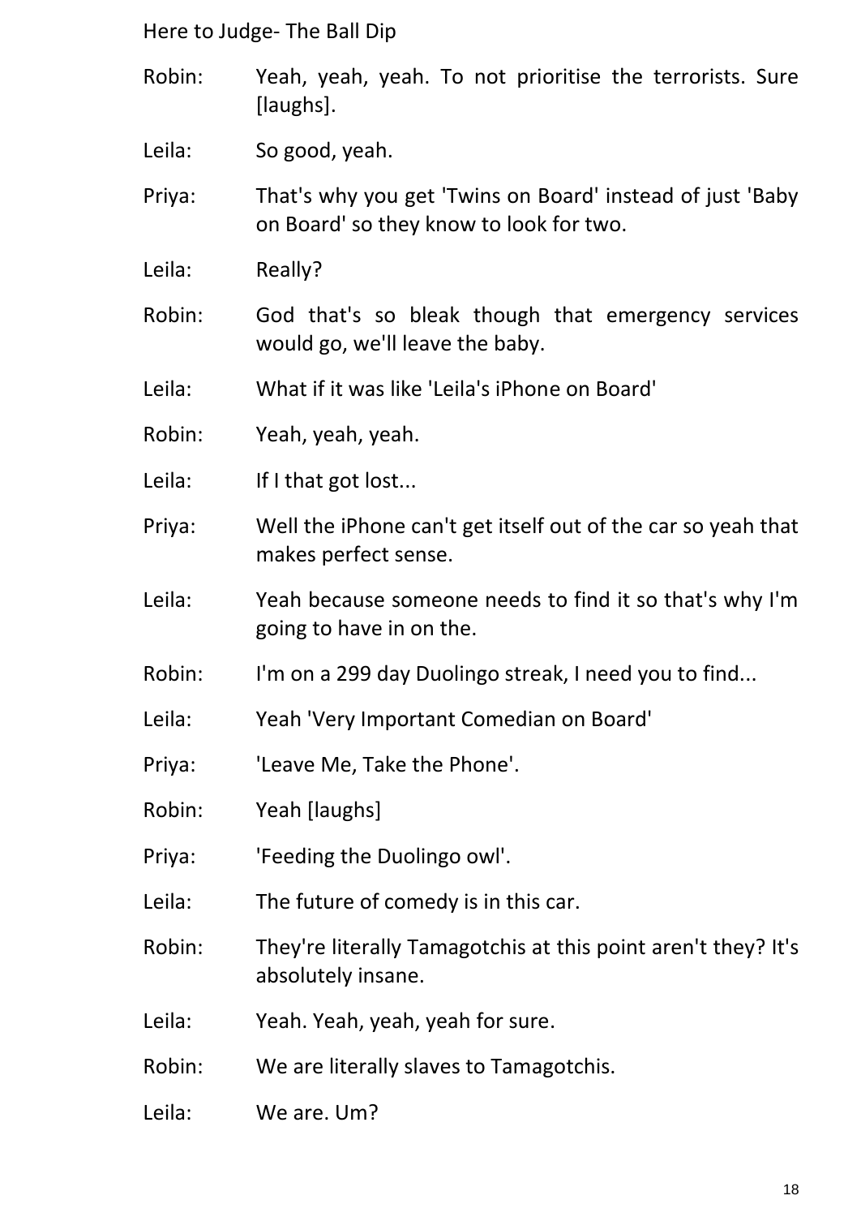Robin: Yeah, yeah, yeah. To not prioritise the terrorists. Sure [laughs].

Leila: So good, yeah.

Priya: That's why you get 'Twins on Board' instead of just 'Baby on Board' so they know to look for two.

Leila: Really?

Robin: God that's so bleak though that emergency services would go, we'll leave the baby.

Leila: What if it was like 'Leila's iPhone on Board'

Robin: Yeah, yeah, yeah.

Leila: If I that got lost...

Priya: Well the iPhone can't get itself out of the car so yeah that makes perfect sense.

Leila: Yeah because someone needs to find it so that's why I'm going to have in on the.

Robin: I'm on a 299 day Duolingo streak, I need you to find...

Leila: Yeah 'Very Important Comedian on Board'

Priya: 'Leave Me, Take the Phone'.

Robin: Yeah [laughs]

Priya: 'Feeding the Duolingo owl'.

Leila: The future of comedy is in this car.

Robin: They're literally Tamagotchis at this point aren't they? It's absolutely insane.

Leila: Yeah. Yeah, yeah, yeah for sure.

Robin: We are literally slaves to Tamagotchis.

Leila: We are. Um?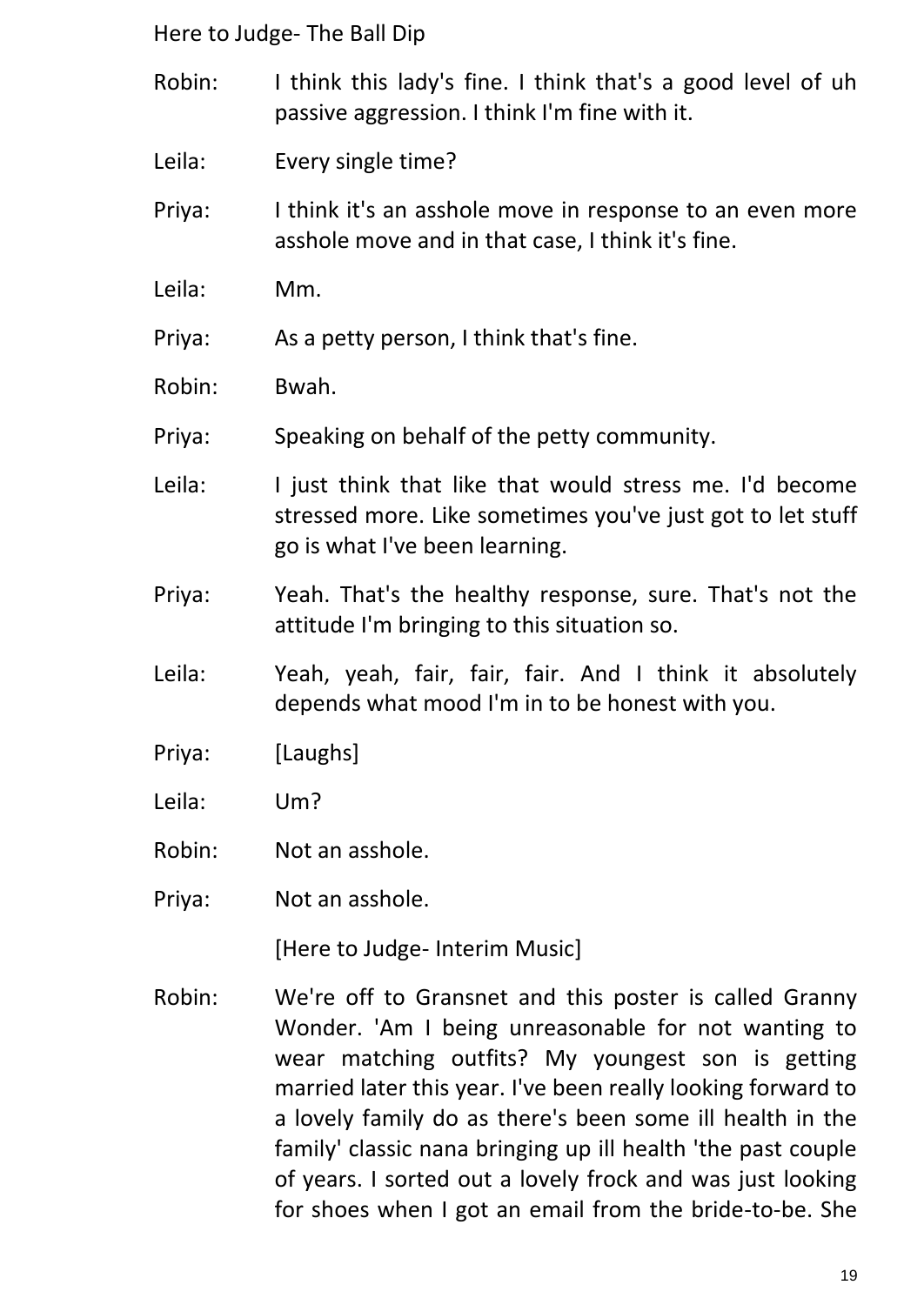Robin: I think this lady's fine. I think that's a good level of uh passive aggression. I think I'm fine with it.

Leila: Every single time?

Priya: I think it's an asshole move in response to an even more asshole move and in that case, I think it's fine.

Leila: Mm.

Priya: As a petty person, I think that's fine.

Robin: Bwah.

Priya: Speaking on behalf of the petty community.

Leila: I just think that like that would stress me. I'd become stressed more. Like sometimes you've just got to let stuff go is what I've been learning.

Priya: Yeah. That's the healthy response, sure. That's not the attitude I'm bringing to this situation so.

Leila: Yeah, yeah, fair, fair, fair. And I think it absolutely depends what mood I'm in to be honest with you.

Priya: [Laughs]

Leila: Um?

Robin: Not an asshole.

Priya: Not an asshole.

[Here to Judge- Interim Music]

Robin: We're off to Gransnet and this poster is called Granny Wonder. 'Am I being unreasonable for not wanting to wear matching outfits? My youngest son is getting married later this year. I've been really looking forward to a lovely family do as there's been some ill health in the family' classic nana bringing up ill health 'the past couple of years. I sorted out a lovely frock and was just looking for shoes when I got an email from the bride-to-be. She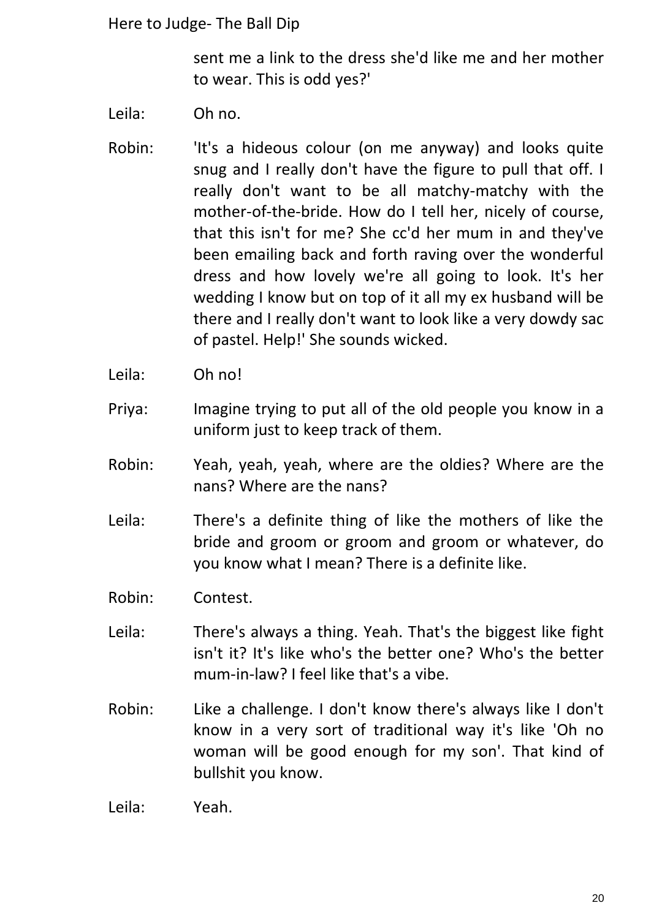sent me a link to the dress she'd like me and her mother to wear. This is odd yes?'

Leila: Oh no.

Robin: 'It's a hideous colour (on me anyway) and looks quite snug and I really don't have the figure to pull that off. I really don't want to be all matchy-matchy with the mother-of-the-bride. How do I tell her, nicely of course, that this isn't for me? She cc'd her mum in and they've been emailing back and forth raving over the wonderful dress and how lovely we're all going to look. It's her wedding I know but on top of it all my ex husband will be there and I really don't want to look like a very dowdy sac of pastel. Help!' She sounds wicked.

Leila: Oh no!

Priya: Imagine trying to put all of the old people you know in a uniform just to keep track of them.

Robin: Yeah, yeah, yeah, where are the oldies? Where are the nans? Where are the nans?

Leila: There's a definite thing of like the mothers of like the bride and groom or groom and groom or whatever, do you know what I mean? There is a definite like.

Robin: Contest.

Leila: There's always a thing. Yeah. That's the biggest like fight isn't it? It's like who's the better one? Who's the better mum-in-law? I feel like that's a vibe.

Robin: Like a challenge. I don't know there's always like I don't know in a very sort of traditional way it's like 'Oh no woman will be good enough for my son'. That kind of bullshit you know.

Leila: Yeah.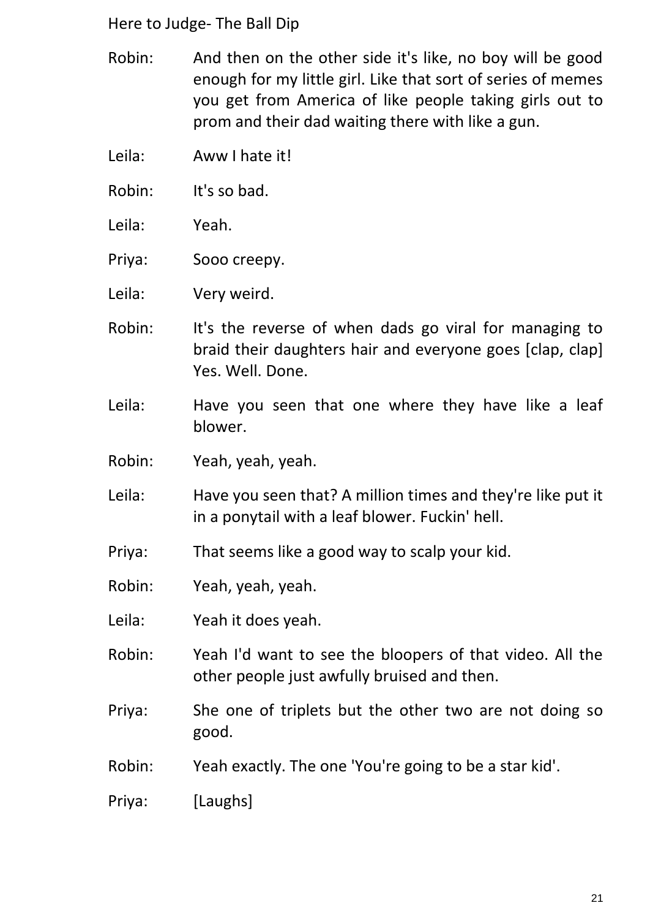Robin: And then on the other side it's like, no boy will be good enough for my little girl. Like that sort of series of memes you get from America of like people taking girls out to prom and their dad waiting there with like a gun.

Leila: Aww I hate it!

Robin: It's so bad.

Leila: Yeah.

Priya: Sooo creepy.

Leila: Very weird.

Robin: It's the reverse of when dads go viral for managing to braid their daughters hair and everyone goes [clap, clap] Yes. Well. Done.

Leila: Have you seen that one where they have like a leaf blower.

Robin: Yeah, yeah, yeah.

Leila: Have you seen that? A million times and they're like put it in a ponytail with a leaf blower. Fuckin' hell.

Priya: That seems like a good way to scalp your kid.

Robin: Yeah, yeah, yeah.

Leila: Yeah it does yeah.

Robin: Yeah I'd want to see the bloopers of that video. All the other people just awfully bruised and then.

Priya: She one of triplets but the other two are not doing so good.

Robin: Yeah exactly. The one 'You're going to be a star kid'.

Priya: [Laughs]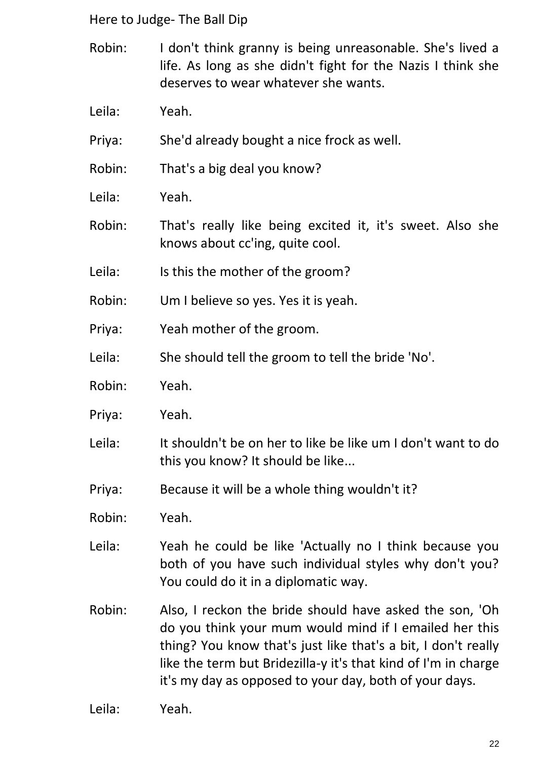Robin: I don't think granny is being unreasonable. She's lived a life. As long as she didn't fight for the Nazis I think she deserves to wear whatever she wants.

Leila: Yeah.

Priya: She'd already bought a nice frock as well.

Robin: That's a big deal you know?

Leila: Yeah.

Robin: That's really like being excited it, it's sweet. Also she knows about cc'ing, quite cool.

Leila: Is this the mother of the groom?

Robin: Um I believe so yes. Yes it is yeah.

Priya: Yeah mother of the groom.

Leila: She should tell the groom to tell the bride 'No'.

Robin: Yeah.

Priya: Yeah.

Leila: It shouldn't be on her to like be like um I don't want to do this you know? It should be like...

Priya: Because it will be a whole thing wouldn't it?

Robin: Yeah.

Leila: Yeah he could be like 'Actually no I think because you both of you have such individual styles why don't you? You could do it in a diplomatic way.

Robin: Also, I reckon the bride should have asked the son, 'Oh do you think your mum would mind if I emailed her this thing? You know that's just like that's a bit, I don't really like the term but Bridezilla-y it's that kind of I'm in charge it's my day as opposed to your day, both of your days.

Leila: Yeah.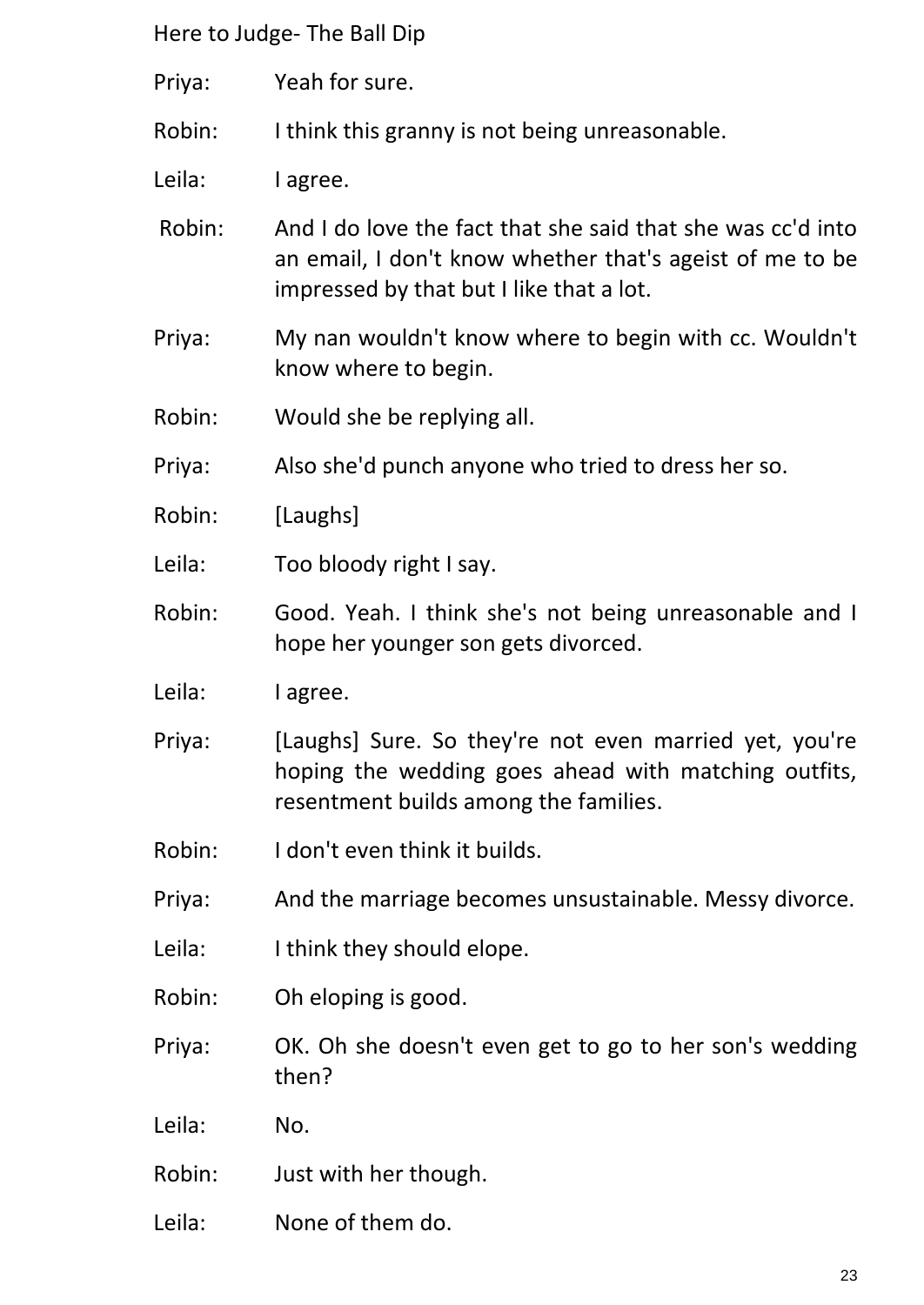Priya: Yeah for sure.

Robin: I think this granny is not being unreasonable.

Leila: I agree.

Robin: And I do love the fact that she said that she was cc'd into an email, I don't know whether that's ageist of me to be impressed by that but I like that a lot.

Priya: My nan wouldn't know where to begin with cc. Wouldn't know where to begin.

Robin: Would she be replying all.

Priya: Also she'd punch anyone who tried to dress her so.

Robin: [Laughs]

Leila: Too bloody right I say.

Robin: Good. Yeah. I think she's not being unreasonable and I hope her younger son gets divorced.

Leila: I agree.

Priya: [Laughs] Sure. So they're not even married yet, you're hoping the wedding goes ahead with matching outfits, resentment builds among the families.

Robin: I don't even think it builds.

Priya: And the marriage becomes unsustainable. Messy divorce.

Leila: I think they should elope.

Robin: Oh eloping is good.

Priya: OK. Oh she doesn't even get to go to her son's wedding then?

Leila: No.

Robin: Just with her though.

Leila: None of them do.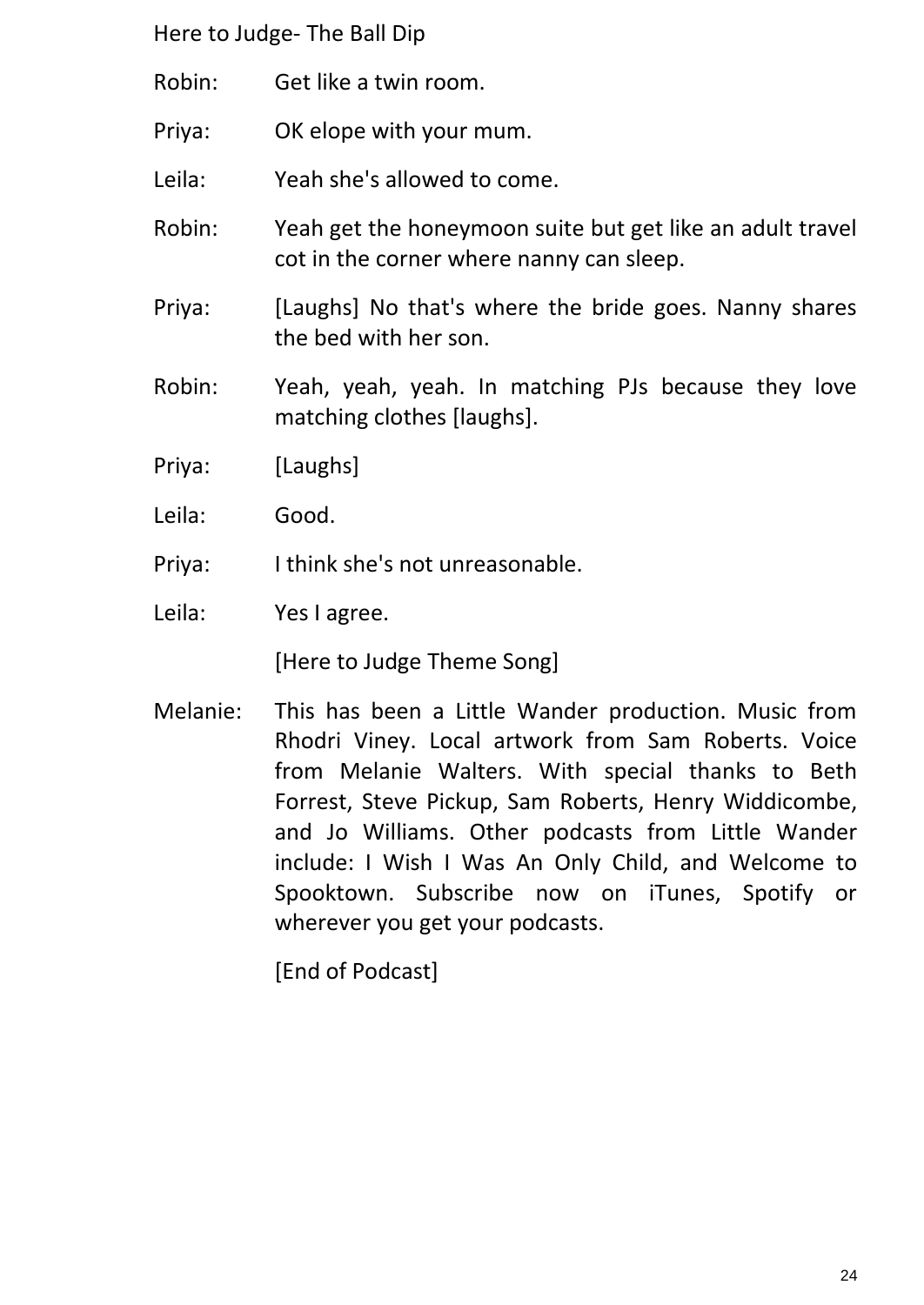Robin: Get like a twin room.

Priya: OK elope with your mum.

Leila: Yeah she's allowed to come.

Robin: Yeah get the honeymoon suite but get like an adult travel cot in the corner where nanny can sleep.

Priya: [Laughs] No that's where the bride goes. Nanny shares the bed with her son.

Robin: Yeah, yeah, yeah. In matching PJs because they love matching clothes [laughs].

Priya: [Laughs]

Leila: Good.

Priya: I think she's not unreasonable.

Leila: Yes I agree.

[Here to Judge Theme Song]

Melanie: This has been a Little Wander production. Music from Rhodri Viney. Local artwork from Sam Roberts. Voice from Melanie Walters. With special thanks to Beth Forrest, Steve Pickup, Sam Roberts, Henry Widdicombe, and Jo Williams. Other podcasts from Little Wander include: I Wish I Was An Only Child, and Welcome to Spooktown. Subscribe now on iTunes, Spotify or wherever you get your podcasts.

[End of Podcast]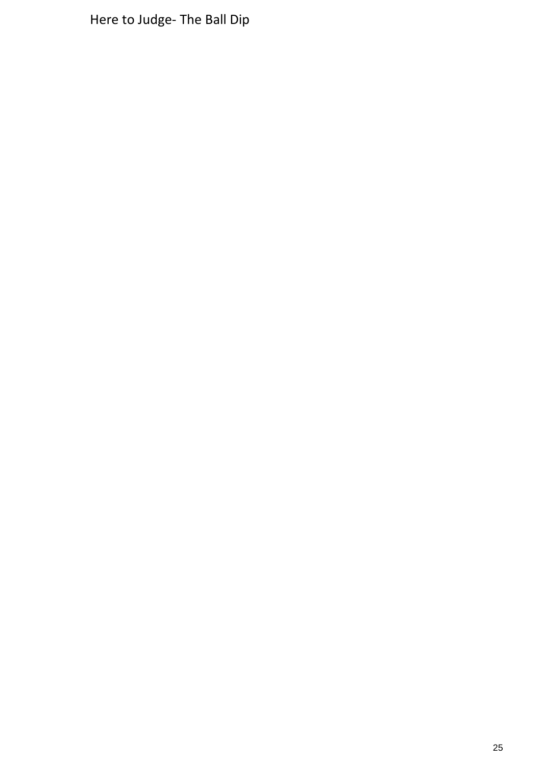Here to Judge- The Ball Dip